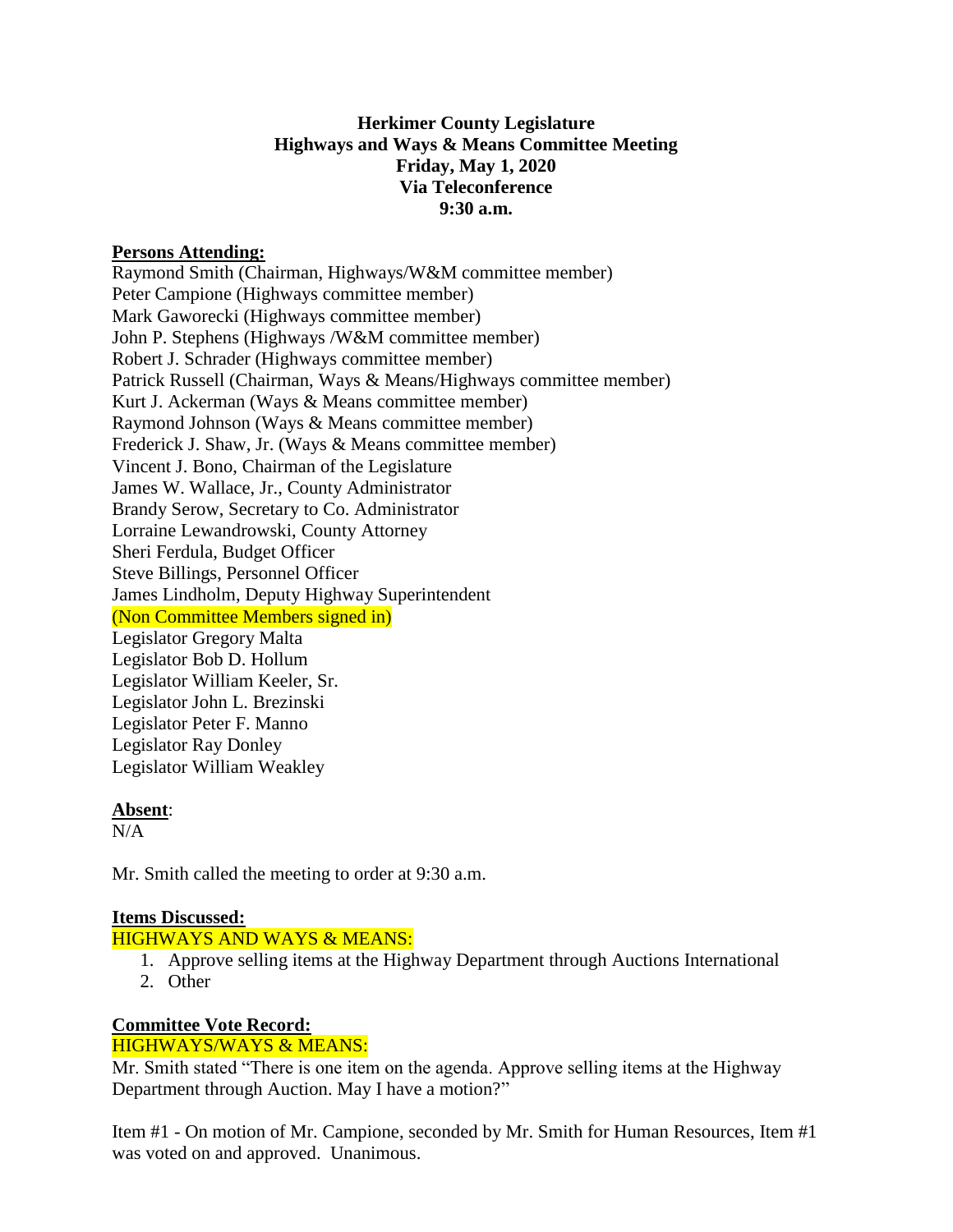**Herkimer County Legislature**
**Highways and Ways & Means Committee Meeting**
**Friday, May 1, 2020**
**Via Teleconference**
**9:30 a.m.**

**Persons Attending:**

Raymond Smith (Chairman, Highways/W&M committee member)
Peter Campione (Highways committee member)
Mark Gaworecki (Highways committee member)
John P. Stephens (Highways /W&M committee member)
Robert J. Schrader (Highways committee member)
Patrick Russell (Chairman, Ways & Means/Highways committee member)
Kurt J. Ackerman (Ways & Means committee member)
Raymond Johnson (Ways & Means committee member)
Frederick J. Shaw, Jr. (Ways & Means committee member)
Vincent J. Bono, Chairman of the Legislature
James W. Wallace, Jr., County Administrator
Brandy Serow, Secretary to Co. Administrator
Lorraine Lewandrowski, County Attorney
Sheri Ferdula, Budget Officer
Steve Billings, Personnel Officer
James Lindholm, Deputy Highway Superintendent
(Non Committee Members signed in)
Legislator Gregory Malta
Legislator Bob D. Hollum
Legislator William Keeler, Sr.
Legislator John L. Brezinski
Legislator Peter F. Manno
Legislator Ray Donley
Legislator William Weakley

**Absent**:
N/A

Mr. Smith called the meeting to order at 9:30 a.m.

**Items Discussed:**

HIGHWAYS AND WAYS & MEANS:

1. Approve selling items at the Highway Department through Auctions International
2. Other

**Committee Vote Record:**

HIGHWAYS/WAYS & MEANS:

Mr. Smith stated "There is one item on the agenda. Approve selling items at the Highway Department through Auction. May I have a motion?"

Item #1 - On motion of Mr. Campione, seconded by Mr. Smith for Human Resources, Item #1 was voted on and approved. Unanimous.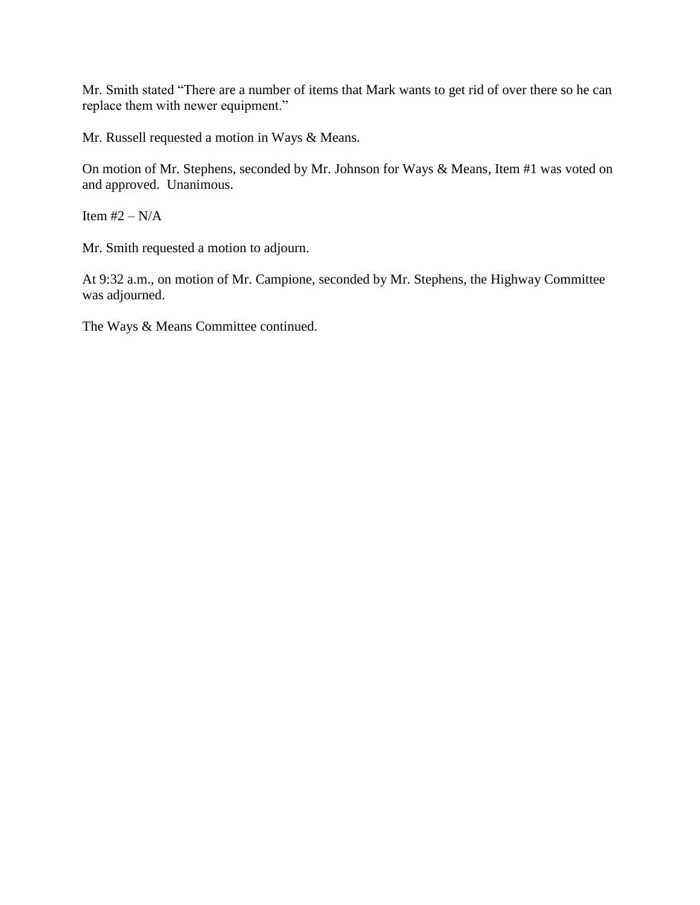Mr. Smith stated "There are a number of items that Mark wants to get rid of over there so he can replace them with newer equipment."

Mr. Russell requested a motion in Ways & Means.

On motion of Mr. Stephens, seconded by Mr. Johnson for Ways & Means, Item #1 was voted on and approved. Unanimous.

Item #2 – N/A

Mr. Smith requested a motion to adjourn.

At 9:32 a.m., on motion of Mr. Campione, seconded by Mr. Stephens, the Highway Committee was adjourned.

The Ways & Means Committee continued.